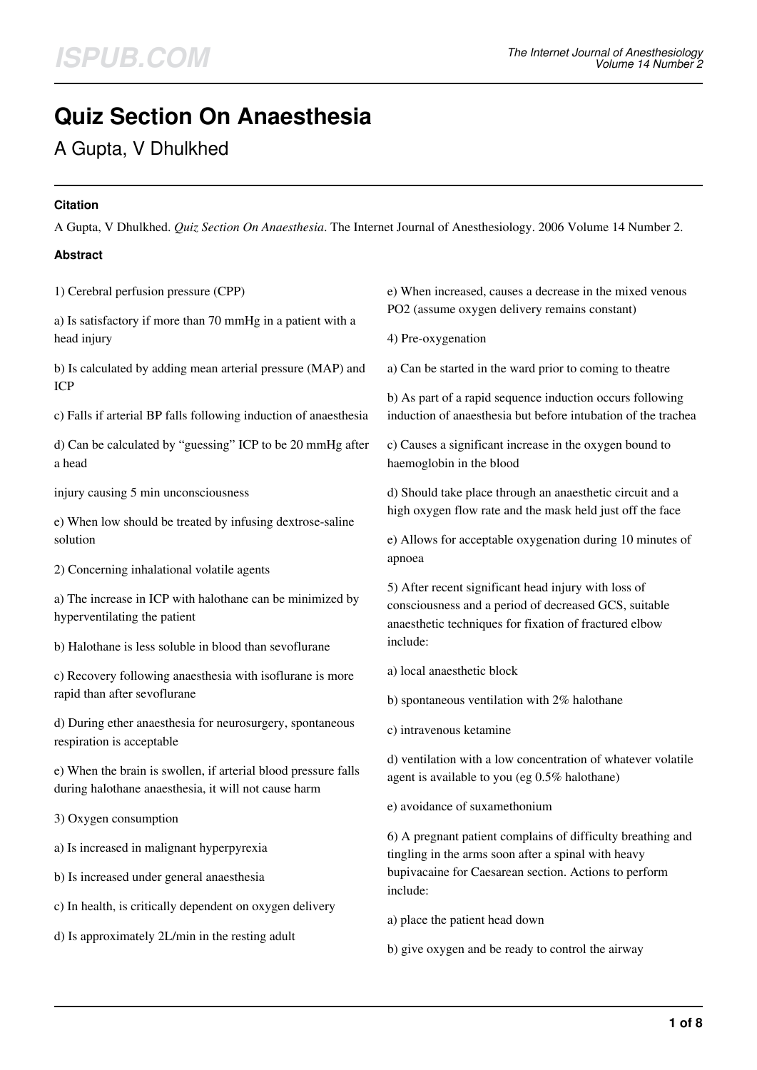# Quiz Section On Anaesthesia

## A Gupta, V Dhulkhed

### Citation

A Gupta, V Dhulkhed. *Quiz Section On Anaesthesia*. The Internet Journal of Anesthesiology. 2006 Volume 14 Number 2.

### Abstract

1) Cerebral perfusion pressure (CPP)

a) Is satisfactory if more than 70 mmHg in a patient with a head injury

b) Is calculated by adding mean arterial pressure (MAP) and ICP

c) Falls if arterial BP falls following induction of anaesthesia

d) Can be calculated by "guessing" ICP to be 20 mmHg after a head

injury causing 5 min unconsciousness

e) When low should be treated by infusing dextrose-saline solution

2) Concerning inhalational volatile agents

a) The increase in ICP with halothane can be minimized by hyperventilating the patient

b) Halothane is less soluble in blood than sevoflurane

c) Recovery following anaesthesia with isoflurane is more rapid than after sevoflurane

d) During ether anaesthesia for neurosurgery, spontaneous respiration is acceptable

e) When the brain is swollen, if arterial blood pressure falls during halothane anaesthesia, it will not cause harm

3) Oxygen consumption

a) Is increased in malignant hyperpyrexia

b) Is increased under general anaesthesia

c) In health, is critically dependent on oxygen delivery

d) Is approximately 2L/min in the resting adult

e) When increased, causes a decrease in the mixed venous PO2 (assume oxygen delivery remains constant)

4) Pre-oxygenation

a) Can be started in the ward prior to coming to theatre

b) As part of a rapid sequence induction occurs following induction of anaesthesia but before intubation of the trachea

c) Causes a significant increase in the oxygen bound to haemoglobin in the blood

d) Should take place through an anaesthetic circuit and a high oxygen flow rate and the mask held just off the face

e) Allows for acceptable oxygenation during 10 minutes of apnoea

5) After recent significant head injury with loss of consciousness and a period of decreased GCS, suitable anaesthetic techniques for fixation of fractured elbow include:

a) local anaesthetic block

b) spontaneous ventilation with 2% halothane

c) intravenous ketamine

d) ventilation with a low concentration of whatever volatile agent is available to you (eg 0.5% halothane)

e) avoidance of suxamethonium

6) A pregnant patient complains of difficulty breathing and tingling in the arms soon after a spinal with heavy bupivacaine for Caesarean section. Actions to perform include:

a) place the patient head down

b) give oxygen and be ready to control the airway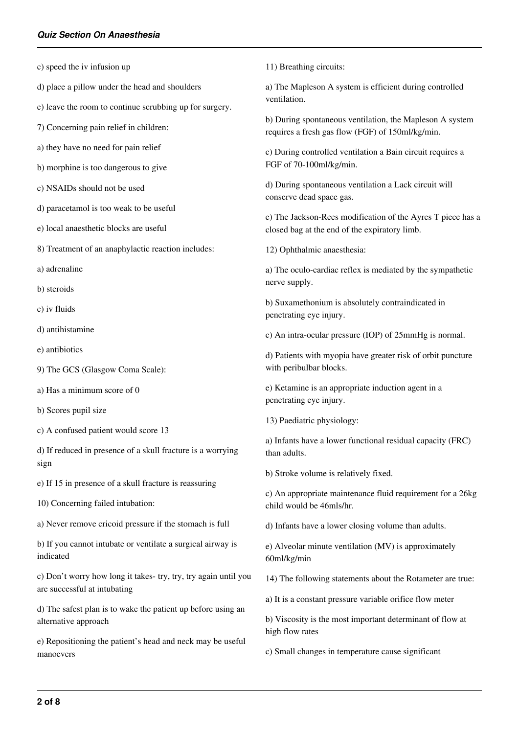c) speed the iv infusion up

d) place a pillow under the head and shoulders

e) leave the room to continue scrubbing up for surgery.

7) Concerning pain relief in children:

a) they have no need for pain relief

b) morphine is too dangerous to give

c) NSAIDs should not be used

d) paracetamol is too weak to be useful

e) local anaesthetic blocks are useful

8) Treatment of an anaphylactic reaction includes:

a) adrenaline

b) steroids

c) iv fluids

d) antihistamine

e) antibiotics

9) The GCS (Glasgow Coma Scale):

a) Has a minimum score of 0

b) Scores pupil size

c) A confused patient would score 13

d) If reduced in presence of a skull fracture is a worrying sign

e) If 15 in presence of a skull fracture is reassuring

10) Concerning failed intubation:

a) Never remove cricoid pressure if the stomach is full

b) If you cannot intubate or ventilate a surgical airway is indicated

c) Don't worry how long it takes- try, try, try again until you are successful at intubating

d) The safest plan is to wake the patient up before using an alternative approach

e) Repositioning the patient's head and neck may be useful manoevers

11) Breathing circuits:

a) The Mapleson A system is efficient during controlled ventilation.

b) During spontaneous ventilation, the Mapleson A system requires a fresh gas flow (FGF) of 150ml/kg/min.

c) During controlled ventilation a Bain circuit requires a FGF of 70-100ml/kg/min.

d) During spontaneous ventilation a Lack circuit will conserve dead space gas.

e) The Jackson-Rees modification of the Ayres T piece has a closed bag at the end of the expiratory limb.

12) Ophthalmic anaesthesia:

a) The oculo-cardiac reflex is mediated by the sympathetic nerve supply.

b) Suxamethonium is absolutely contraindicated in penetrating eye injury.

c) An intra-ocular pressure (IOP) of 25mmHg is normal.

d) Patients with myopia have greater risk of orbit puncture with peribulbar blocks.

e) Ketamine is an appropriate induction agent in a penetrating eye injury.

13) Paediatric physiology:

a) Infants have a lower functional residual capacity (FRC) than adults.

b) Stroke volume is relatively fixed.

c) An appropriate maintenance fluid requirement for a 26kg child would be 46mls/hr.

d) Infants have a lower closing volume than adults.

e) Alveolar minute ventilation (MV) is approximately 60ml/kg/min

14) The following statements about the Rotameter are true:

a) It is a constant pressure variable orifice flow meter

b) Viscosity is the most important determinant of flow at high flow rates

c) Small changes in temperature cause significant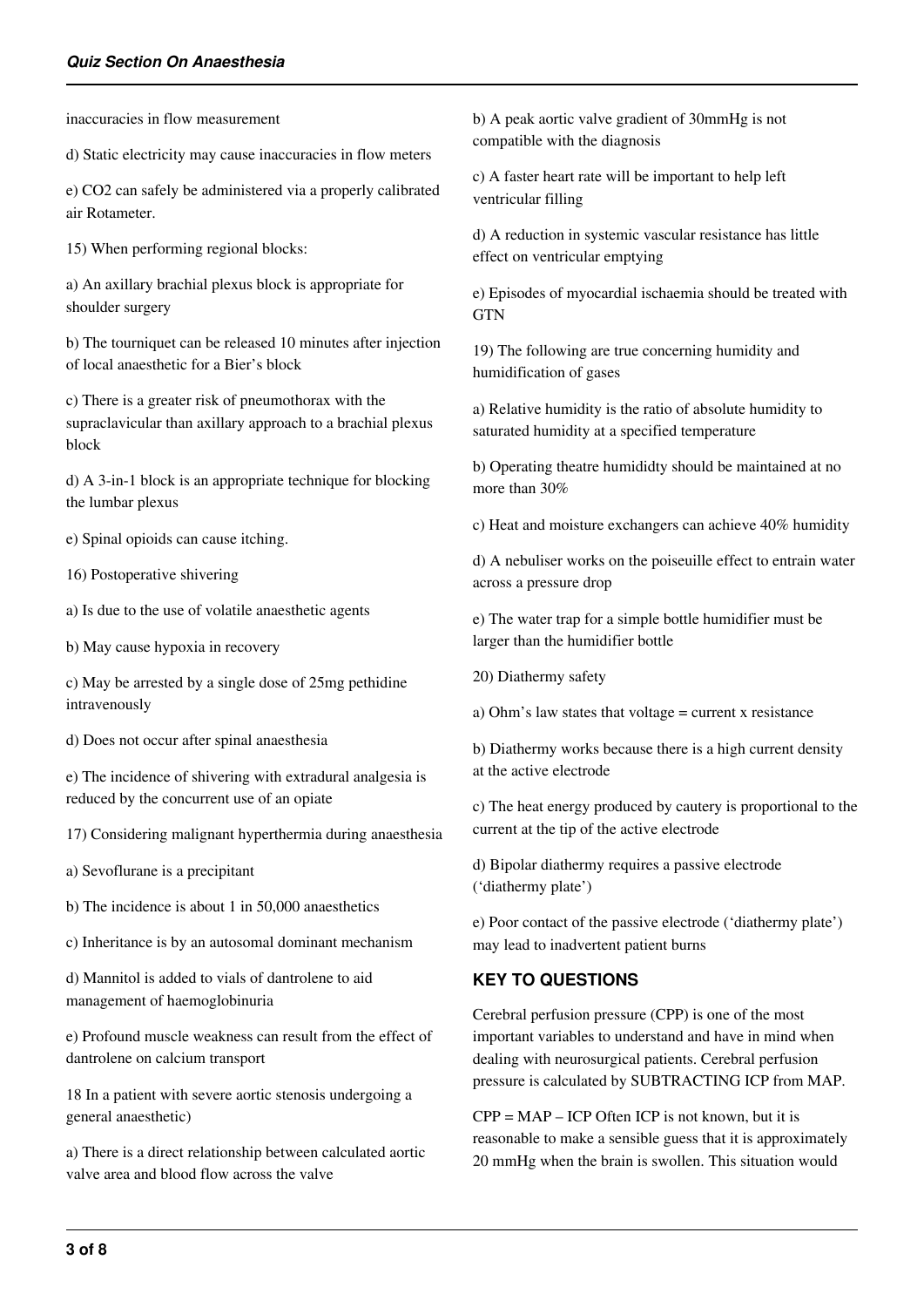inaccuracies in flow measurement

d) Static electricity may cause inaccuracies in flow meters

e) $CO_2$ can safely be administered via a properly calibrated air Rotameter.

15) When performing regional blocks:

a) An axillary brachial plexus block is appropriate for shoulder surgery

b) The tourniquet can be released 10 minutes after injection of local anaesthetic for a Bier's block

c) There is a greater risk of pneumothorax with the supraclavicular than axillary approach to a brachial plexus block

d) A 3-in-1 block is an appropriate technique for blocking the lumbar plexus

e) Spinal opioids can cause itching.

16) Postoperative shivering

a) Is due to the use of volatile anaesthetic agents

b) May cause hypoxia in recovery

c) May be arrested by a single dose of 25mg pethidine intravenously

d) Does not occur after spinal anaesthesia

e) The incidence of shivering with extradural analgesia is reduced by the concurrent use of an opiate

17) Considering malignant hyperthermia during anaesthesia

a) Sevoflurane is a precipitant

b) The incidence is about 1 in 50,000 anaesthetics

c) Inheritance is by an autosomal dominant mechanism

d) Mannitol is added to vials of dantrolene to aid management of haemoglobinuria

e) Profound muscle weakness can result from the effect of dantrolene on calcium transport

18 In a patient with severe aortic stenosis undergoing a general anaesthetic)

a) There is a direct relationship between calculated aortic valve area and blood flow across the valve

b) A peak aortic valve gradient of 30mmHg is not compatible with the diagnosis

c) A faster heart rate will be important to help left ventricular filling

d) A reduction in systemic vascular resistance has little effect on ventricular emptying

e) Episodes of myocardial ischaemia should be treated with GTN

19) The following are true concerning humidity and humidification of gases

a) Relative humidity is the ratio of absolute humidity to saturated humidity at a specified temperature

b) Operating theatre humididty should be maintained at no more than 30%

c) Heat and moisture exchangers can achieve 40% humidity

d) A nebuliser works on the poiseuille effect to entrain water across a pressure drop

e) The water trap for a simple bottle humidifier must be larger than the humidifier bottle

20) Diathermy safety

a) Ohm's law states that voltage = current x resistance

b) Diathermy works because there is a high current density at the active electrode

c) The heat energy produced by cautery is proportional to the current at the tip of the active electrode

d) Bipolar diathermy requires a passive electrode ('diathermy plate')

e) Poor contact of the passive electrode ('diathermy plate') may lead to inadvertent patient burns

## KEY TO QUESTIONS

Cerebral perfusion pressure (CPP) is one of the most important variables to understand and have in mind when dealing with neurosurgical patients. Cerebral perfusion pressure is calculated by SUBTRACTING ICP from MAP.

CPP = MAP – ICP Often ICP is not known, but it is reasonable to make a sensible guess that it is approximately 20 mmHg when the brain is swollen. This situation would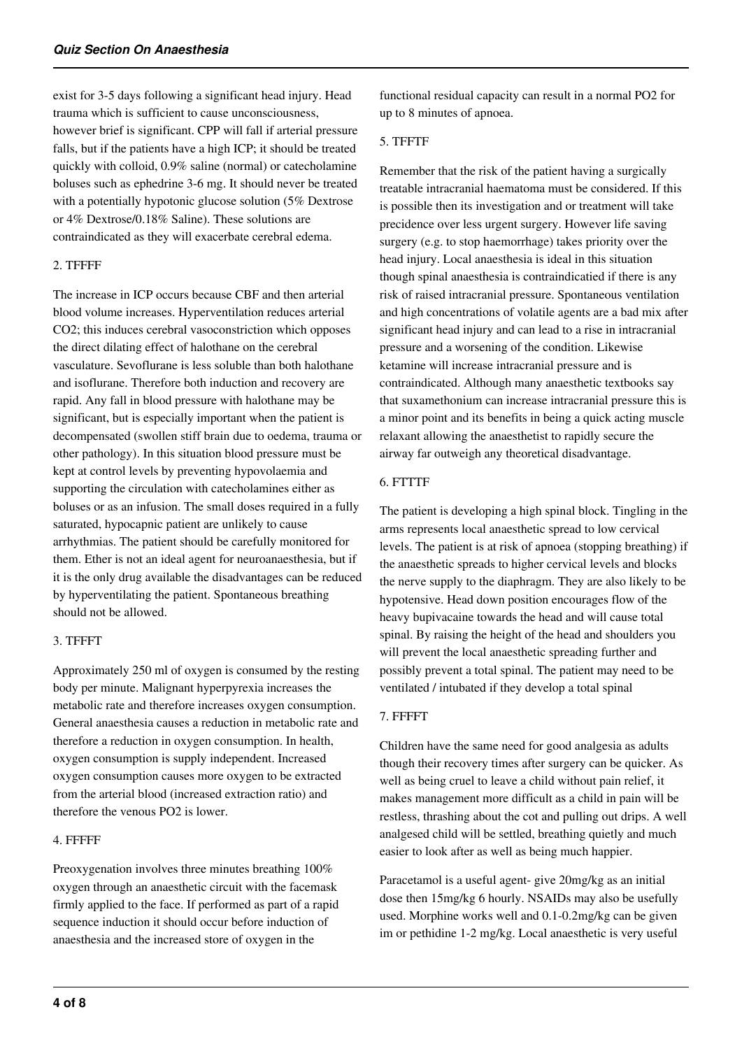exist for 3-5 days following a significant head injury. Head trauma which is sufficient to cause unconsciousness, however brief is significant. CPP will fall if arterial pressure falls, but if the patients have a high ICP; it should be treated quickly with colloid, 0.9% saline (normal) or catecholamine boluses such as ephedrine 3-6 mg. It should never be treated with a potentially hypotonic glucose solution (5% Dextrose or 4% Dextrose/0.18% Saline). These solutions are contraindicated as they will exacerbate cerebral edema.

2. TFFFF

The increase in ICP occurs because CBF and then arterial blood volume increases. Hyperventilation reduces arterial $CO_2$; this induces cerebral vasoconstriction which opposes the direct dilating effect of halothane on the cerebral vasculature. Sevoflurane is less soluble than both halothane and isoflurane. Therefore both induction and recovery are rapid. Any fall in blood pressure with halothane may be significant, but is especially important when the patient is decompensated (swollen stiff brain due to oedema, trauma or other pathology). In this situation blood pressure must be kept at control levels by preventing hypovolaemia and supporting the circulation with catecholamines either as boluses or as an infusion. The small doses required in a fully saturated, hypocapnic patient are unlikely to cause arrhythmias. The patient should be carefully monitored for them. Ether is not an ideal agent for neuroanaesthesia, but if it is the only drug available the disadvantages can be reduced by hyperventilating the patient. Spontaneous breathing should not be allowed.

3. TFFFT

Approximately 250 ml of oxygen is consumed by the resting body per minute. Malignant hyperpyrexia increases the metabolic rate and therefore increases oxygen consumption. General anaesthesia causes a reduction in metabolic rate and therefore a reduction in oxygen consumption. In health, oxygen consumption is supply independent. Increased oxygen consumption causes more oxygen to be extracted from the arterial blood (increased extraction ratio) and therefore the venous $PO_2$ is lower.

4. FFFFF

Preoxygenation involves three minutes breathing 100% oxygen through an anaesthetic circuit with the facemask firmly applied to the face. If performed as part of a rapid sequence induction it should occur before induction of anaesthesia and the increased store of oxygen in the functional residual capacity can result in a normal $PO_2$ for up to 8 minutes of apnoea.

5. TFFTF

Remember that the risk of the patient having a surgically treatable intracranial haematoma must be considered. If this is possible then its investigation and or treatment will take precidence over less urgent surgery. However life saving surgery (e.g. to stop haemorrhage) takes priority over the head injury. Local anaesthesia is ideal in this situation though spinal anaesthesia is contraindicatied if there is any risk of raised intracranial pressure. Spontaneous ventilation and high concentrations of volatile agents are a bad mix after significant head injury and can lead to a rise in intracranial pressure and a worsening of the condition. Likewise ketamine will increase intracranial pressure and is contraindicated. Although many anaesthetic textbooks say that suxamethonium can increase intracranial pressure this is a minor point and its benefits in being a quick acting muscle relaxant allowing the anaesthetist to rapidly secure the airway far outweigh any theoretical disadvantage.

6. FTTTF

The patient is developing a high spinal block. Tingling in the arms represents local anaesthetic spread to low cervical levels. The patient is at risk of apnoea (stopping breathing) if the anaesthetic spreads to higher cervical levels and blocks the nerve supply to the diaphragm. They are also likely to be hypotensive. Head down position encourages flow of the heavy bupivacaine towards the head and will cause total spinal. By raising the height of the head and shoulders you will prevent the local anaesthetic spreading further and possibly prevent a total spinal. The patient may need to be ventilated / intubated if they develop a total spinal

7. FFFFT

Children have the same need for good analgesia as adults though their recovery times after surgery can be quicker. As well as being cruel to leave a child without pain relief, it makes management more difficult as a child in pain will be restless, thrashing about the cot and pulling out drips. A well analgesed child will be settled, breathing quietly and much easier to look after as well as being much happier.

Paracetamol is a useful agent- give 20mg/kg as an initial dose then 15mg/kg 6 hourly. NSAIDs may also be usefully used. Morphine works well and 0.1-0.2mg/kg can be given im or pethidine 1-2 mg/kg. Local anaesthetic is very useful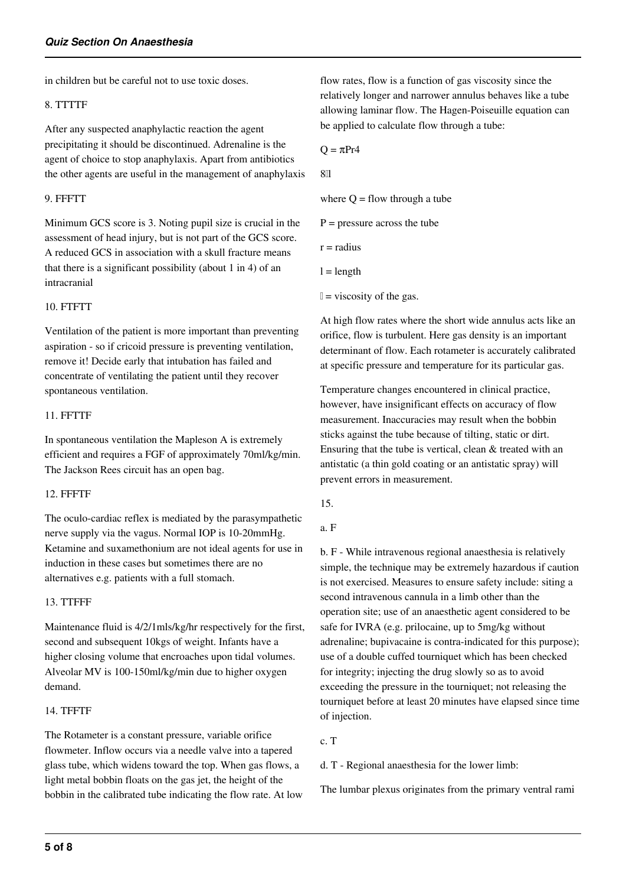in children but be careful not to use toxic doses.

8. TTTTF

After any suspected anaphylactic reaction the agent precipitating it should be discontinued. Adrenaline is the agent of choice to stop anaphylaxis. Apart from antibiotics the other agents are useful in the management of anaphylaxis

9. FFFTT

Minimum GCS score is 3. Noting pupil size is crucial in the assessment of head injury, but is not part of the GCS score. A reduced GCS in association with a skull fracture means that there is a significant possibility (about 1 in 4) of an intracranial

10. FTFTT

Ventilation of the patient is more important than preventing aspiration - so if cricoid pressure is preventing ventilation, remove it! Decide early that intubation has failed and concentrate of ventilating the patient until they recover spontaneous ventilation.

11. FFTTF

In spontaneous ventilation the Mapleson A is extremely efficient and requires a FGF of approximately 70ml/kg/min. The Jackson Rees circuit has an open bag.

12. FFFTF

The oculo-cardiac reflex is mediated by the parasympathetic nerve supply via the vagus. Normal IOP is 10-20mmHg. Ketamine and suxamethonium are not ideal agents for use in induction in these cases but sometimes there are no alternatives e.g. patients with a full stomach.

13. TTFFF

Maintenance fluid is 4/2/1mls/kg/hr respectively for the first, second and subsequent 10kgs of weight. Infants have a higher closing volume that encroaches upon tidal volumes. Alveolar MV is 100-150ml/kg/min due to higher oxygen demand.

14. TFFTF

The Rotameter is a constant pressure, variable orifice flowmeter. Inflow occurs via a needle valve into a tapered glass tube, which widens toward the top. When gas flows, a light metal bobbin floats on the gas jet, the height of the bobbin in the calibrated tube indicating the flow rate. At low flow rates, flow is a function of gas viscosity since the relatively longer and narrower annulus behaves like a tube allowing laminar flow. The Hagen-Poiseuille equation can be applied to calculate flow through a tube:

$$Q = \frac{\pi P r^4}{8 \eta l}$$

where Q = flow through a tube

P = pressure across the tube

r = radius

l = length

$\eta$ = viscosity of the gas.

At high flow rates where the short wide annulus acts like an orifice, flow is turbulent. Here gas density is an important determinant of flow. Each rotameter is accurately calibrated at specific pressure and temperature for its particular gas.

Temperature changes encountered in clinical practice, however, have insignificant effects on accuracy of flow measurement. Inaccuracies may result when the bobbin sticks against the tube because of tilting, static or dirt. Ensuring that the tube is vertical, clean & treated with an antistatic (a thin gold coating or an antistatic spray) will prevent errors in measurement.

15.

a. F

b. F - While intravenous regional anaesthesia is relatively simple, the technique may be extremely hazardous if caution is not exercised. Measures to ensure safety include: siting a second intravenous cannula in a limb other than the operation site; use of an anaesthetic agent considered to be safe for IVRA (e.g. prilocaine, up to 5mg/kg without adrenaline; bupivacaine is contra-indicated for this purpose); use of a double cuffed tourniquet which has been checked for integrity; injecting the drug slowly so as to avoid exceeding the pressure in the tourniquet; not releasing the tourniquet before at least 20 minutes have elapsed since time of injection.

c. T

d. T - Regional anaesthesia for the lower limb:

The lumbar plexus originates from the primary ventral rami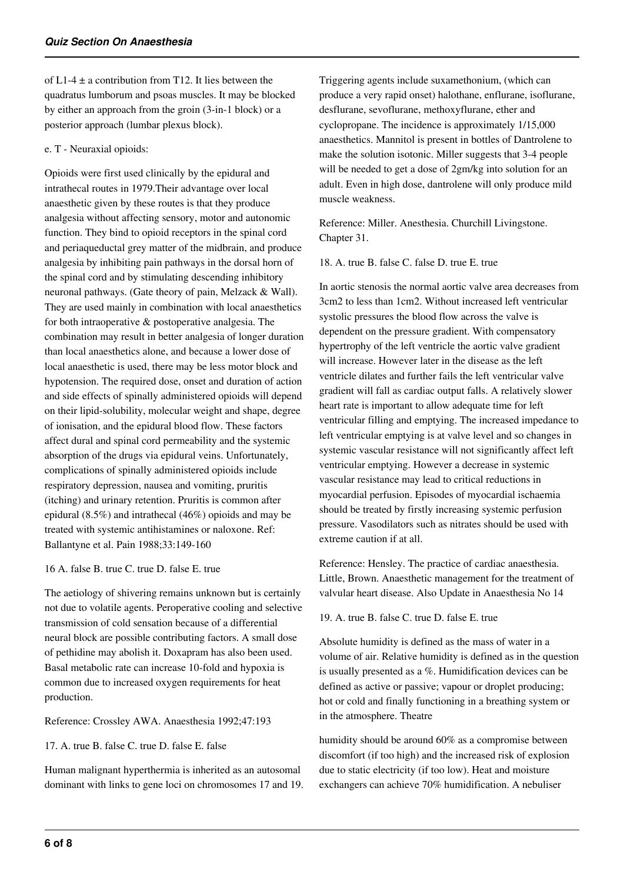of L1-4 ± a contribution from T12. It lies between the quadratus lumborum and psoas muscles. It may be blocked by either an approach from the groin (3-in-1 block) or a posterior approach (lumbar plexus block).

e. T - Neuraxial opioids:

Opioids were first used clinically by the epidural and intrathecal routes in 1979.Their advantage over local anaesthetic given by these routes is that they produce analgesia without affecting sensory, motor and autonomic function. They bind to opioid receptors in the spinal cord and periaqueductal grey matter of the midbrain, and produce analgesia by inhibiting pain pathways in the dorsal horn of the spinal cord and by stimulating descending inhibitory neuronal pathways. (Gate theory of pain, Melzack & Wall). They are used mainly in combination with local anaesthetics for both intraoperative & postoperative analgesia. The combination may result in better analgesia of longer duration than local anaesthetics alone, and because a lower dose of local anaesthetic is used, there may be less motor block and hypotension. The required dose, onset and duration of action and side effects of spinally administered opioids will depend on their lipid-solubility, molecular weight and shape, degree of ionisation, and the epidural blood flow. These factors affect dural and spinal cord permeability and the systemic absorption of the drugs via epidural veins. Unfortunately, complications of spinally administered opioids include respiratory depression, nausea and vomiting, pruritis (itching) and urinary retention. Pruritis is common after epidural (8.5%) and intrathecal (46%) opioids and may be treated with systemic antihistamines or naloxone. Ref: Ballantyne et al. Pain 1988;33:149-160

16 A. false B. true C. true D. false E. true

The aetiology of shivering remains unknown but is certainly not due to volatile agents. Peroperative cooling and selective transmission of cold sensation because of a differential neural block are possible contributing factors. A small dose of pethidine may abolish it. Doxapram has also been used. Basal metabolic rate can increase 10-fold and hypoxia is common due to increased oxygen requirements for heat production.

Reference: Crossley AWA. Anaesthesia 1992;47:193

17. A. true B. false C. true D. false E. false

Human malignant hyperthermia is inherited as an autosomal dominant with links to gene loci on chromosomes 17 and 19. Triggering agents include suxamethonium, (which can produce a very rapid onset) halothane, enflurane, isoflurane, desflurane, sevoflurane, methoxyflurane, ether and cyclopropane. The incidence is approximately 1/15,000 anaesthetics. Mannitol is present in bottles of Dantrolene to make the solution isotonic. Miller suggests that 3-4 people will be needed to get a dose of 2gm/kg into solution for an adult. Even in high dose, dantrolene will only produce mild muscle weakness.

Reference: Miller. Anesthesia. Churchill Livingstone. Chapter 31.

18. A. true B. false C. false D. true E. true

In aortic stenosis the normal aortic valve area decreases from 3cm2 to less than 1cm2. Without increased left ventricular systolic pressures the blood flow across the valve is dependent on the pressure gradient. With compensatory hypertrophy of the left ventricle the aortic valve gradient will increase. However later in the disease as the left ventricle dilates and further fails the left ventricular valve gradient will fall as cardiac output falls. A relatively slower heart rate is important to allow adequate time for left ventricular filling and emptying. The increased impedance to left ventricular emptying is at valve level and so changes in systemic vascular resistance will not significantly affect left ventricular emptying. However a decrease in systemic vascular resistance may lead to critical reductions in myocardial perfusion. Episodes of myocardial ischaemia should be treated by firstly increasing systemic perfusion pressure. Vasodilators such as nitrates should be used with extreme caution if at all.

Reference: Hensley. The practice of cardiac anaesthesia. Little, Brown. Anaesthetic management for the treatment of valvular heart disease. Also Update in Anaesthesia No 14

19. A. true B. false C. true D. false E. true

Absolute humidity is defined as the mass of water in a volume of air. Relative humidity is defined as in the question is usually presented as a %. Humidification devices can be defined as active or passive; vapour or droplet producing; hot or cold and finally functioning in a breathing system or in the atmosphere. Theatre humidity should be around 60% as a compromise between discomfort (if too high) and the increased risk of explosion due to static electricity (if too low). Heat and moisture exchangers can achieve 70% humidification. A nebuliser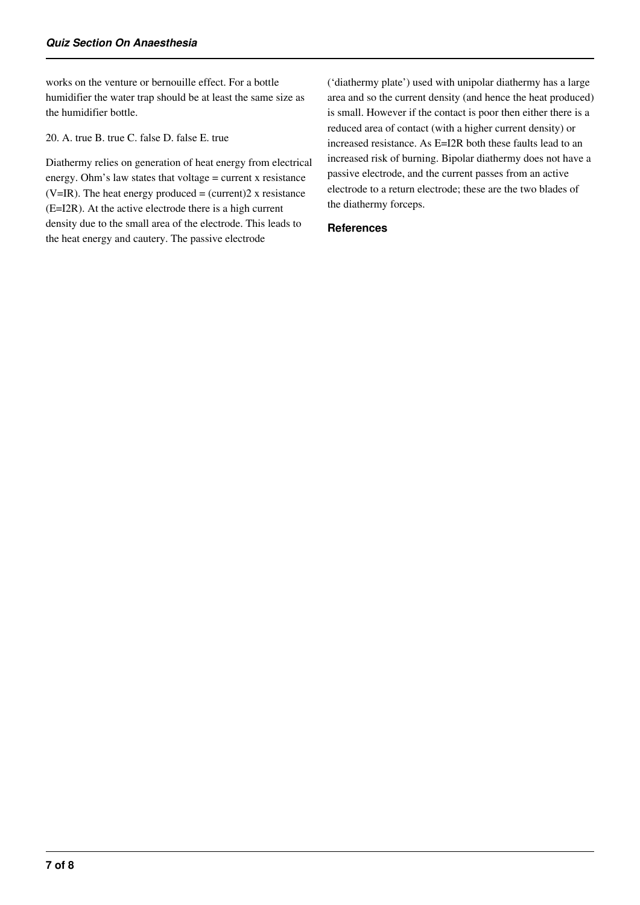works on the venture or bernouille effect. For a bottle humidifier the water trap should be at least the same size as the humidifier bottle.

20. A. true B. true C. false D. false E. true

Diathermy relies on generation of heat energy from electrical energy. Ohm's law states that voltage = current x resistance ($V=IR$). The heat energy produced = $(\text{current})^2$ x resistance ($E=I^2R$). At the active electrode there is a high current density due to the small area of the electrode. This leads to the heat energy and cautery. The passive electrode ('diathermy plate') used with unipolar diathermy has a large area and so the current density (and hence the heat produced) is small. However if the contact is poor then either there is a reduced area of contact (with a higher current density) or increased resistance. As $E=I^2R$ both these faults lead to an increased risk of burning. Bipolar diathermy does not have a passive electrode, and the current passes from an active electrode to a return electrode; these are the two blades of the diathermy forceps.

## References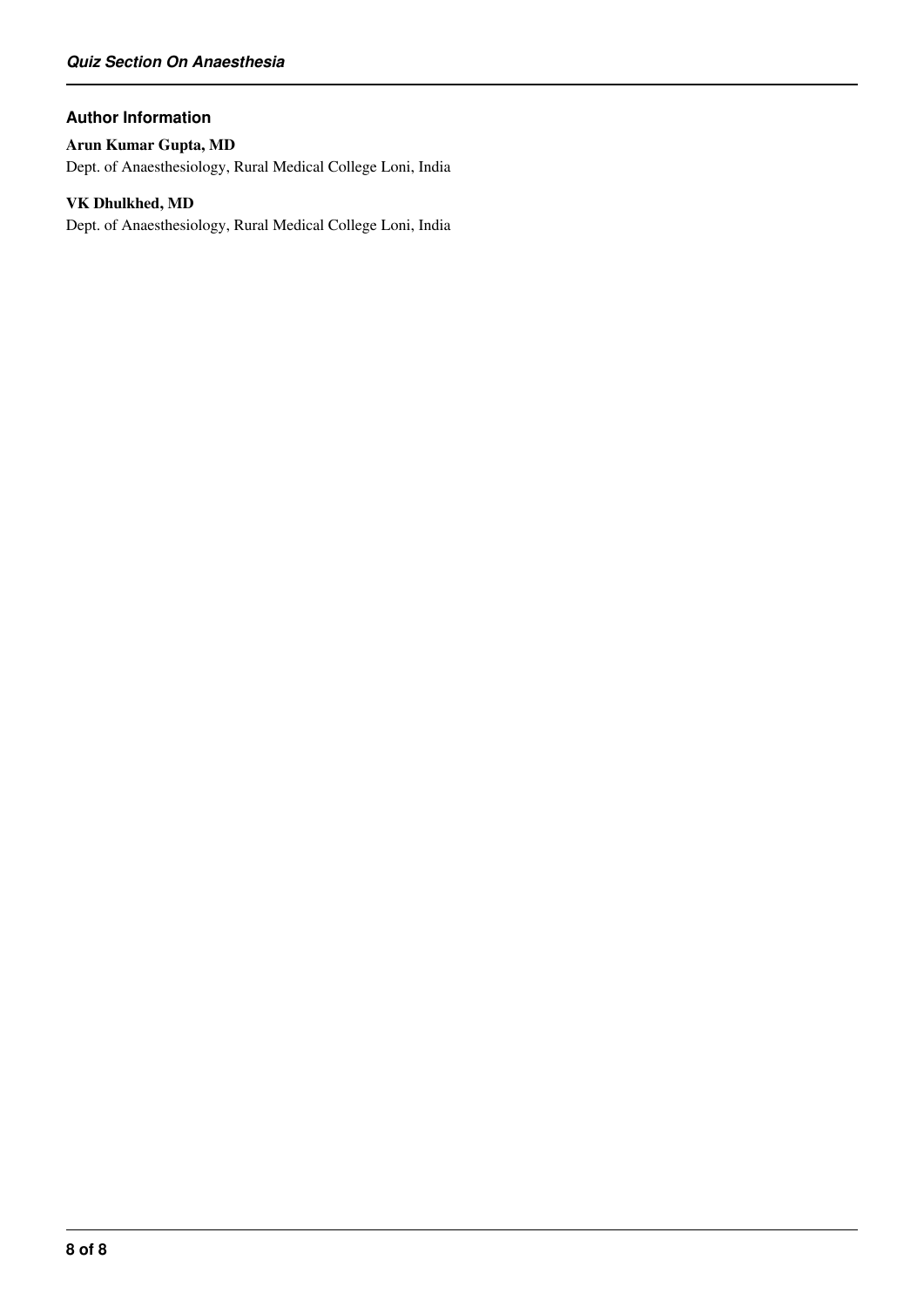## Author Information

**Arun Kumar Gupta, MD**
Dept. of Anaesthesiology, Rural Medical College Loni, India

**VK Dhulkhed, MD**
Dept. of Anaesthesiology, Rural Medical College Loni, India